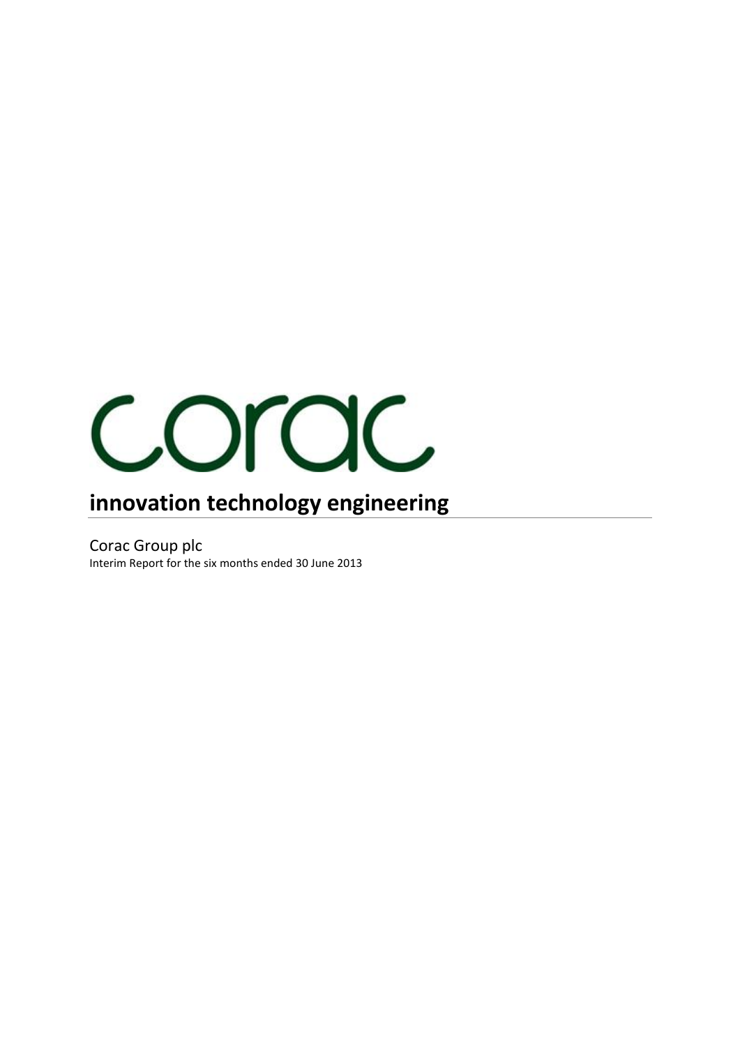corac

# innovation technology engineering

Corac Group plc

Interim Report for the six months ended 30 June 2013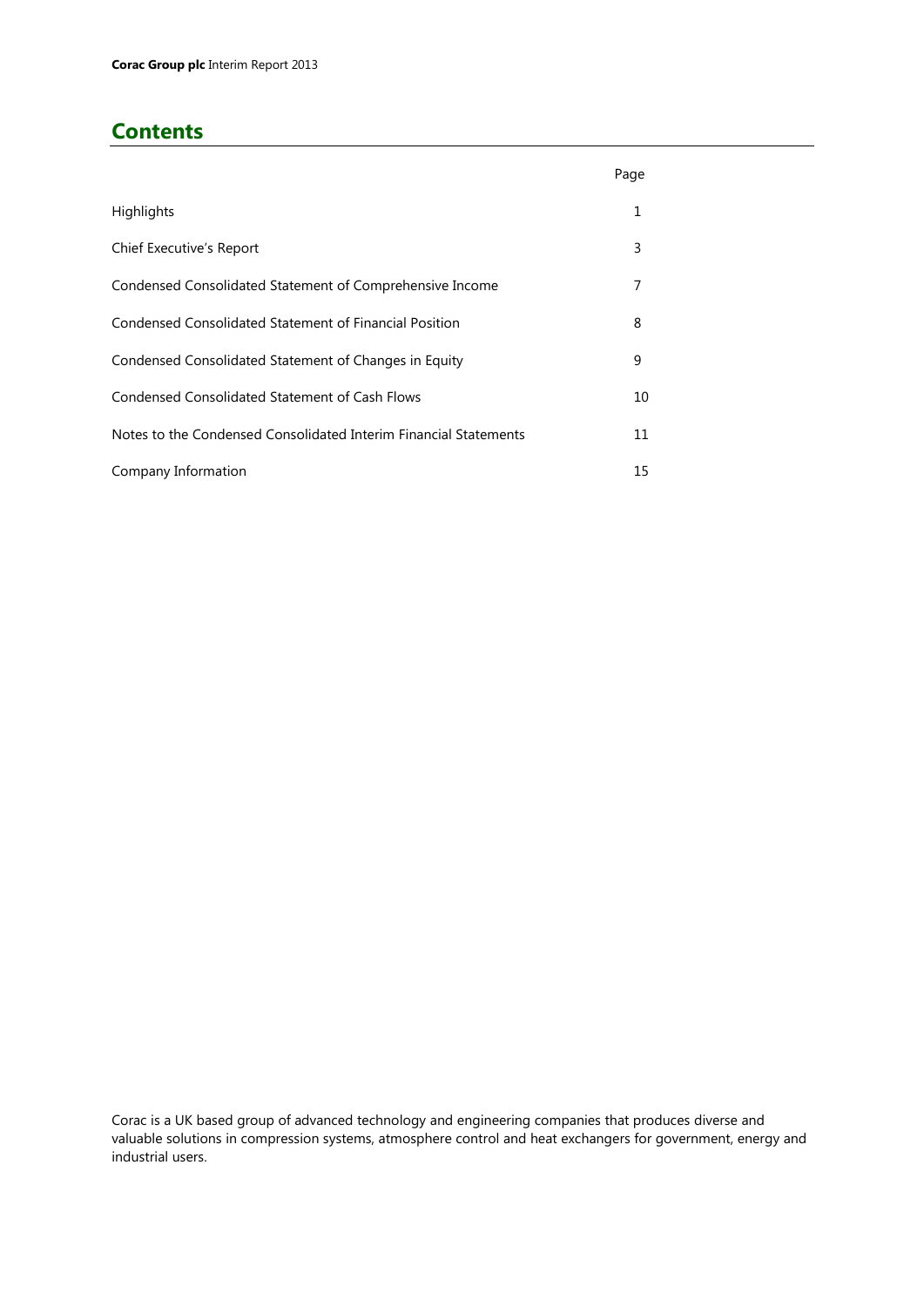# Contents

| | Page |
|---|---|
| Highlights | 1 |
| Chief Executive's Report | 3 |
| Condensed Consolidated Statement of Comprehensive Income | 7 |
| Condensed Consolidated Statement of Financial Position | 8 |
| Condensed Consolidated Statement of Changes in Equity | 9 |
| Condensed Consolidated Statement of Cash Flows | 10 |
| Notes to the Condensed Consolidated Interim Financial Statements | 11 |
| Company Information | 15 |

Corac is a UK based group of advanced technology and engineering companies that produces diverse and valuable solutions in compression systems, atmosphere control and heat exchangers for government, energy and industrial users.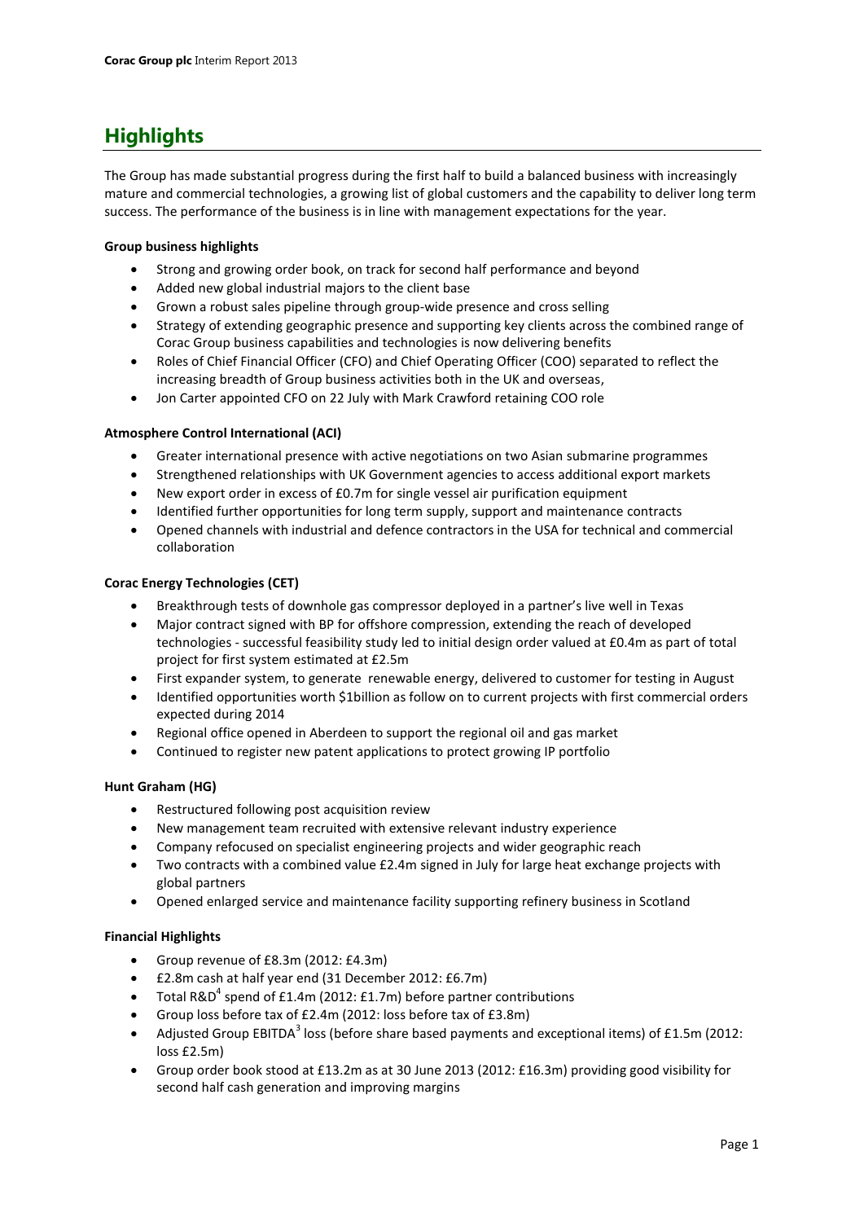# Highlights

The Group has made substantial progress during the first half to build a balanced business with increasingly mature and commercial technologies, a growing list of global customers and the capability to deliver long term success. The performance of the business is in line with management expectations for the year.

**Group business highlights**

- Strong and growing order book, on track for second half performance and beyond
- Added new global industrial majors to the client base
- Grown a robust sales pipeline through group-wide presence and cross selling
- Strategy of extending geographic presence and supporting key clients across the combined range of Corac Group business capabilities and technologies is now delivering benefits
- Roles of Chief Financial Officer (CFO) and Chief Operating Officer (COO) separated to reflect the increasing breadth of Group business activities both in the UK and overseas,
- Jon Carter appointed CFO on 22 July with Mark Crawford retaining COO role

**Atmosphere Control International (ACI)**

- Greater international presence with active negotiations on two Asian submarine programmes
- Strengthened relationships with UK Government agencies to access additional export markets
- New export order in excess of £0.7m for single vessel air purification equipment
- Identified further opportunities for long term supply, support and maintenance contracts
- Opened channels with industrial and defence contractors in the USA for technical and commercial collaboration

**Corac Energy Technologies (CET)**

- Breakthrough tests of downhole gas compressor deployed in a partner's live well in Texas
- Major contract signed with BP for offshore compression, extending the reach of developed technologies - successful feasibility study led to initial design order valued at £0.4m as part of total project for first system estimated at £2.5m
- First expander system, to generate renewable energy, delivered to customer for testing in August
- Identified opportunities worth $1billion as follow on to current projects with first commercial orders expected during 2014
- Regional office opened in Aberdeen to support the regional oil and gas market
- Continued to register new patent applications to protect growing IP portfolio

**Hunt Graham (HG)**

- Restructured following post acquisition review
- New management team recruited with extensive relevant industry experience
- Company refocused on specialist engineering projects and wider geographic reach
- Two contracts with a combined value £2.4m signed in July for large heat exchange projects with global partners
- Opened enlarged service and maintenance facility supporting refinery business in Scotland

**Financial Highlights**

- Group revenue of £8.3m (2012: £4.3m)
- £2.8m cash at half year end (31 December 2012: £6.7m)
- Total R&D[4] spend of £1.4m (2012: £1.7m) before partner contributions
- Group loss before tax of £2.4m (2012: loss before tax of £3.8m)
- Adjusted Group EBITDA[3] loss (before share based payments and exceptional items) of £1.5m (2012: loss £2.5m)
- Group order book stood at £13.2m as at 30 June 2013 (2012: £16.3m) providing good visibility for second half cash generation and improving margins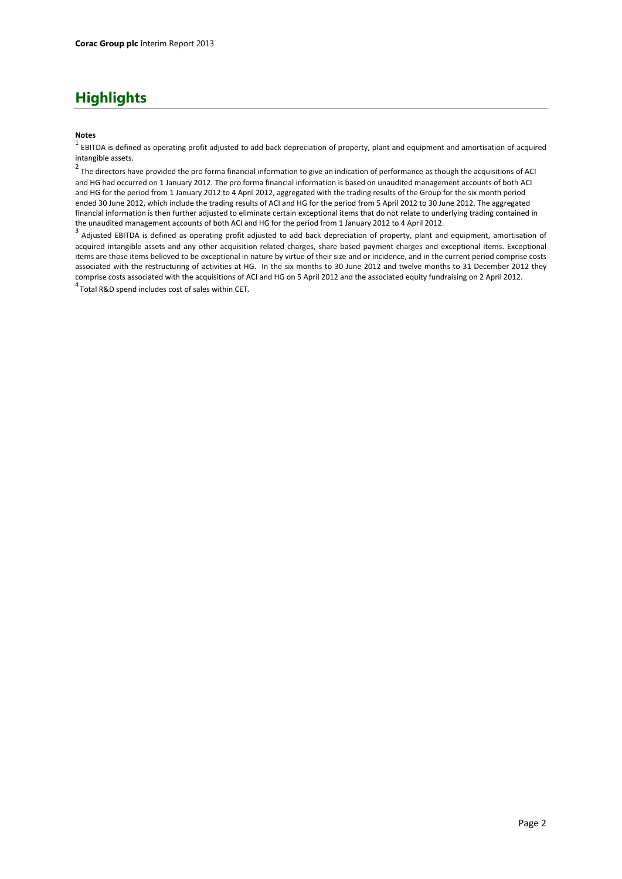# Highlights

**Notes**

[1] EBITDA is defined as operating profit adjusted to add back depreciation of property, plant and equipment and amortisation of acquired intangible assets.

[2] The directors have provided the pro forma financial information to give an indication of performance as though the acquisitions of ACI and HG had occurred on 1 January 2012. The pro forma financial information is based on unaudited management accounts of both ACI and HG for the period from 1 January 2012 to 4 April 2012, aggregated with the trading results of the Group for the six month period ended 30 June 2012, which include the trading results of ACI and HG for the period from 5 April 2012 to 30 June 2012. The aggregated financial information is then further adjusted to eliminate certain exceptional items that do not relate to underlying trading contained in the unaudited management accounts of both ACI and HG for the period from 1 January 2012 to 4 April 2012.

[3] Adjusted EBITDA is defined as operating profit adjusted to add back depreciation of property, plant and equipment, amortisation of acquired intangible assets and any other acquisition related charges, share based payment charges and exceptional items. Exceptional items are those items believed to be exceptional in nature by virtue of their size and or incidence, and in the current period comprise costs associated with the restructuring of activities at HG. In the six months to 30 June 2012 and twelve months to 31 December 2012 they comprise costs associated with the acquisitions of ACI and HG on 5 April 2012 and the associated equity fundraising on 2 April 2012.

[4] Total R&D spend includes cost of sales within CET.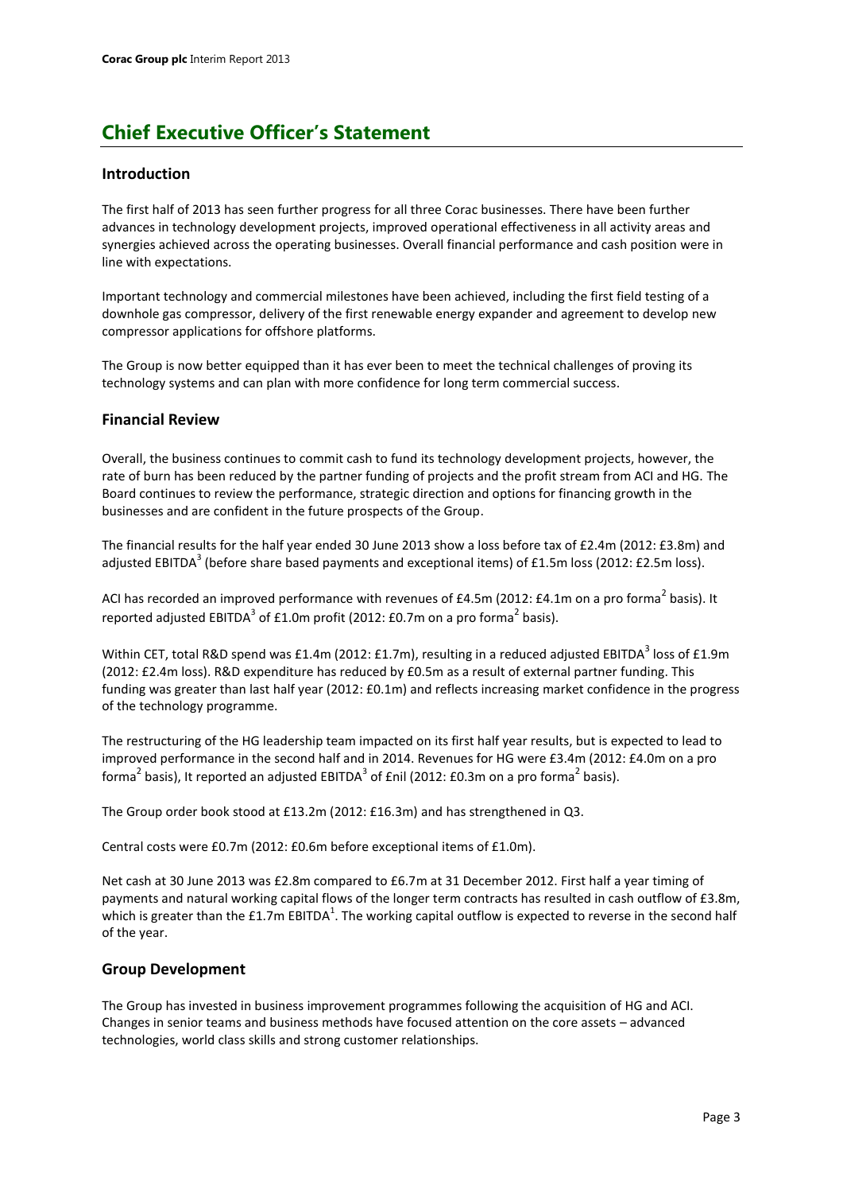# Chief Executive Officer's Statement

## Introduction

The first half of 2013 has seen further progress for all three Corac businesses. There have been further advances in technology development projects, improved operational effectiveness in all activity areas and synergies achieved across the operating businesses. Overall financial performance and cash position were in line with expectations.

Important technology and commercial milestones have been achieved, including the first field testing of a downhole gas compressor, delivery of the first renewable energy expander and agreement to develop new compressor applications for offshore platforms.

The Group is now better equipped than it has ever been to meet the technical challenges of proving its technology systems and can plan with more confidence for long term commercial success.

## Financial Review

Overall, the business continues to commit cash to fund its technology development projects, however, the rate of burn has been reduced by the partner funding of projects and the profit stream from ACI and HG. The Board continues to review the performance, strategic direction and options for financing growth in the businesses and are confident in the future prospects of the Group.

The financial results for the half year ended 30 June 2013 show a loss before tax of £2.4m (2012: £3.8m) and adjusted EBITDA[3] (before share based payments and exceptional items) of £1.5m loss (2012: £2.5m loss).

ACI has recorded an improved performance with revenues of £4.5m (2012: £4.1m on a pro forma[2] basis). It reported adjusted EBITDA[3] of £1.0m profit (2012: £0.7m on a pro forma[2] basis).

Within CET, total R&D spend was £1.4m (2012: £1.7m), resulting in a reduced adjusted EBITDA[3] loss of £1.9m (2012: £2.4m loss). R&D expenditure has reduced by £0.5m as a result of external partner funding. This funding was greater than last half year (2012: £0.1m) and reflects increasing market confidence in the progress of the technology programme.

The restructuring of the HG leadership team impacted on its first half year results, but is expected to lead to improved performance in the second half and in 2014. Revenues for HG were £3.4m (2012: £4.0m on a pro forma[2] basis), It reported an adjusted EBITDA[3] of £nil (2012: £0.3m on a pro forma[2] basis).

The Group order book stood at £13.2m (2012: £16.3m) and has strengthened in Q3.

Central costs were £0.7m (2012: £0.6m before exceptional items of £1.0m).

Net cash at 30 June 2013 was £2.8m compared to £6.7m at 31 December 2012. First half a year timing of payments and natural working capital flows of the longer term contracts has resulted in cash outflow of £3.8m, which is greater than the £1.7m EBITDA[1]. The working capital outflow is expected to reverse in the second half of the year.

## Group Development

The Group has invested in business improvement programmes following the acquisition of HG and ACI. Changes in senior teams and business methods have focused attention on the core assets – advanced technologies, world class skills and strong customer relationships.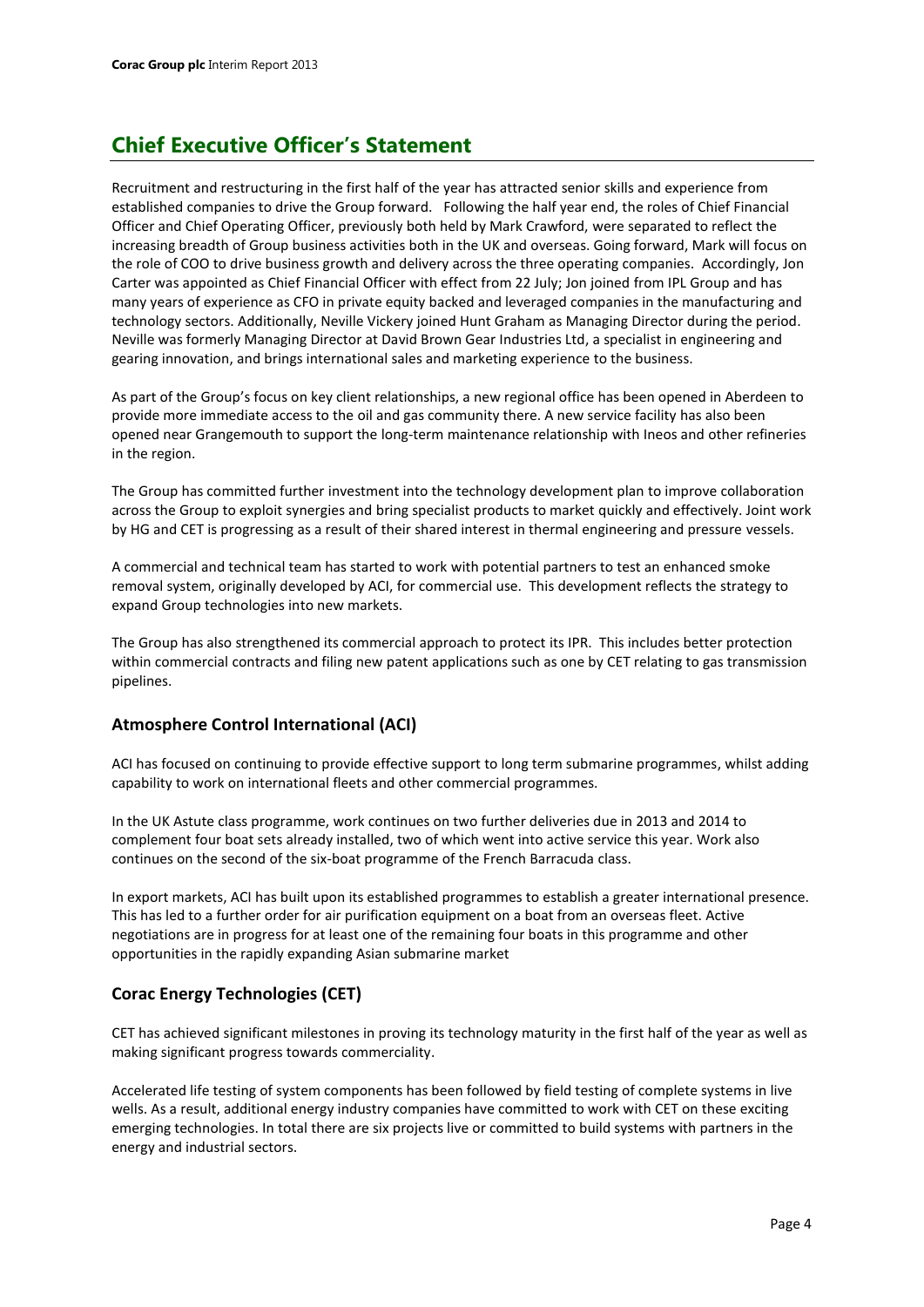# Chief Executive Officer's Statement

Recruitment and restructuring in the first half of the year has attracted senior skills and experience from established companies to drive the Group forward. Following the half year end, the roles of Chief Financial Officer and Chief Operating Officer, previously both held by Mark Crawford, were separated to reflect the increasing breadth of Group business activities both in the UK and overseas. Going forward, Mark will focus on the role of COO to drive business growth and delivery across the three operating companies. Accordingly, Jon Carter was appointed as Chief Financial Officer with effect from 22 July; Jon joined from IPL Group and has many years of experience as CFO in private equity backed and leveraged companies in the manufacturing and technology sectors. Additionally, Neville Vickery joined Hunt Graham as Managing Director during the period. Neville was formerly Managing Director at David Brown Gear Industries Ltd, a specialist in engineering and gearing innovation, and brings international sales and marketing experience to the business.

As part of the Group's focus on key client relationships, a new regional office has been opened in Aberdeen to provide more immediate access to the oil and gas community there. A new service facility has also been opened near Grangemouth to support the long-term maintenance relationship with Ineos and other refineries in the region.

The Group has committed further investment into the technology development plan to improve collaboration across the Group to exploit synergies and bring specialist products to market quickly and effectively. Joint work by HG and CET is progressing as a result of their shared interest in thermal engineering and pressure vessels.

A commercial and technical team has started to work with potential partners to test an enhanced smoke removal system, originally developed by ACI, for commercial use. This development reflects the strategy to expand Group technologies into new markets.

The Group has also strengthened its commercial approach to protect its IPR. This includes better protection within commercial contracts and filing new patent applications such as one by CET relating to gas transmission pipelines.

## Atmosphere Control International (ACI)

ACI has focused on continuing to provide effective support to long term submarine programmes, whilst adding capability to work on international fleets and other commercial programmes.

In the UK Astute class programme, work continues on two further deliveries due in 2013 and 2014 to complement four boat sets already installed, two of which went into active service this year. Work also continues on the second of the six-boat programme of the French Barracuda class.

In export markets, ACI has built upon its established programmes to establish a greater international presence. This has led to a further order for air purification equipment on a boat from an overseas fleet. Active negotiations are in progress for at least one of the remaining four boats in this programme and other opportunities in the rapidly expanding Asian submarine market

## Corac Energy Technologies (CET)

CET has achieved significant milestones in proving its technology maturity in the first half of the year as well as making significant progress towards commerciality.

Accelerated life testing of system components has been followed by field testing of complete systems in live wells. As a result, additional energy industry companies have committed to work with CET on these exciting emerging technologies. In total there are six projects live or committed to build systems with partners in the energy and industrial sectors.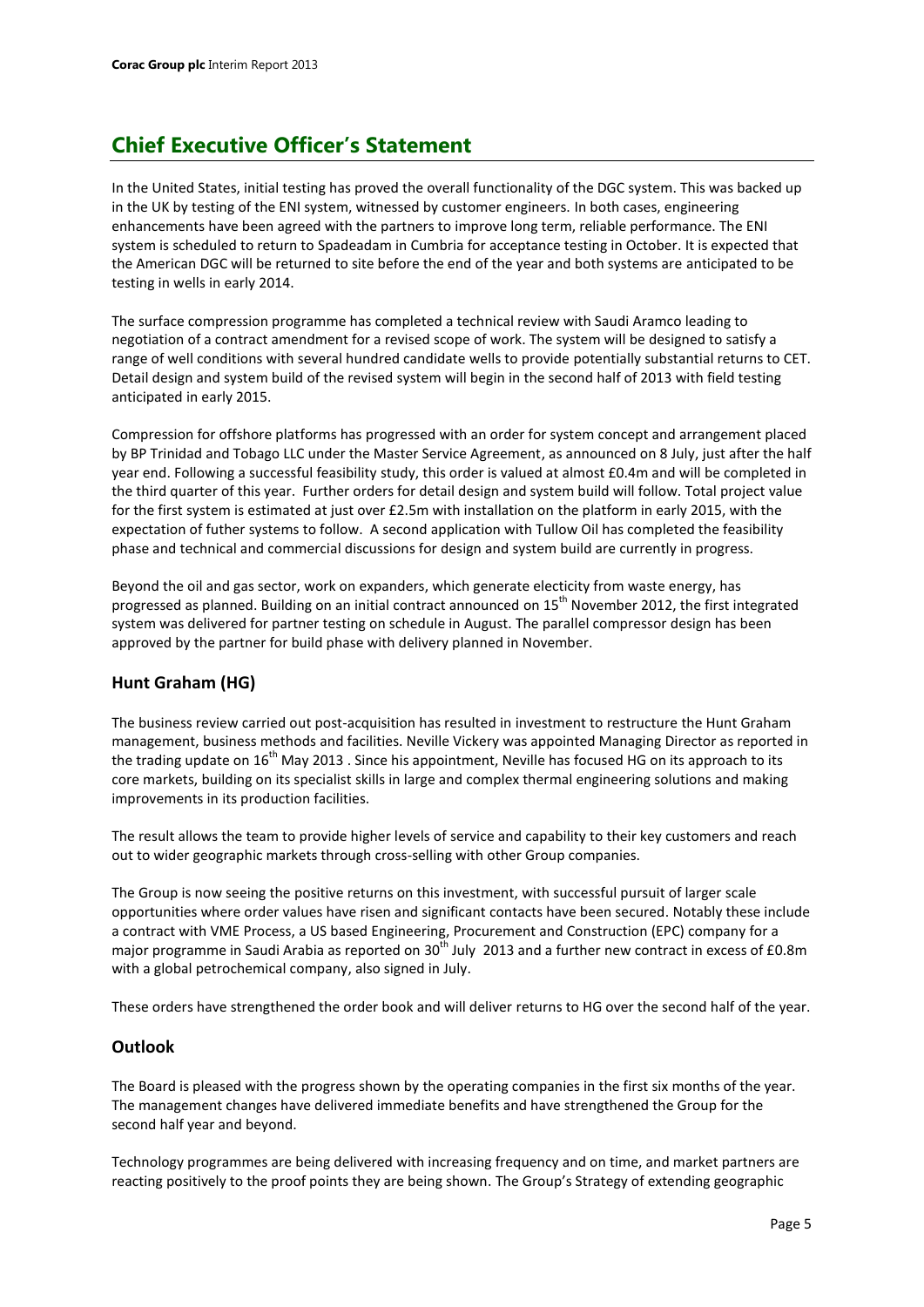# Chief Executive Officer's Statement

In the United States, initial testing has proved the overall functionality of the DGC system. This was backed up in the UK by testing of the ENI system, witnessed by customer engineers. In both cases, engineering enhancements have been agreed with the partners to improve long term, reliable performance. The ENI system is scheduled to return to Spadeadam in Cumbria for acceptance testing in October. It is expected that the American DGC will be returned to site before the end of the year and both systems are anticipated to be testing in wells in early 2014.

The surface compression programme has completed a technical review with Saudi Aramco leading to negotiation of a contract amendment for a revised scope of work. The system will be designed to satisfy a range of well conditions with several hundred candidate wells to provide potentially substantial returns to CET. Detail design and system build of the revised system will begin in the second half of 2013 with field testing anticipated in early 2015.

Compression for offshore platforms has progressed with an order for system concept and arrangement placed by BP Trinidad and Tobago LLC under the Master Service Agreement, as announced on 8 July, just after the half year end. Following a successful feasibility study, this order is valued at almost £0.4m and will be completed in the third quarter of this year. Further orders for detail design and system build will follow. Total project value for the first system is estimated at just over £2.5m with installation on the platform in early 2015, with the expectation of futher systems to follow. A second application with Tullow Oil has completed the feasibility phase and technical and commercial discussions for design and system build are currently in progress.

Beyond the oil and gas sector, work on expanders, which generate electicity from waste energy, has progressed as planned. Building on an initial contract announced on 15th November 2012, the first integrated system was delivered for partner testing on schedule in August. The parallel compressor design has been approved by the partner for build phase with delivery planned in November.

## Hunt Graham (HG)

The business review carried out post-acquisition has resulted in investment to restructure the Hunt Graham management, business methods and facilities. Neville Vickery was appointed Managing Director as reported in the trading update on 16th May 2013 . Since his appointment, Neville has focused HG on its approach to its core markets, building on its specialist skills in large and complex thermal engineering solutions and making improvements in its production facilities.

The result allows the team to provide higher levels of service and capability to their key customers and reach out to wider geographic markets through cross-selling with other Group companies.

The Group is now seeing the positive returns on this investment, with successful pursuit of larger scale opportunities where order values have risen and significant contacts have been secured. Notably these include a contract with VME Process, a US based Engineering, Procurement and Construction (EPC) company for a major programme in Saudi Arabia as reported on 30th July 2013 and a further new contract in excess of £0.8m with a global petrochemical company, also signed in July.

These orders have strengthened the order book and will deliver returns to HG over the second half of the year.

## Outlook

The Board is pleased with the progress shown by the operating companies in the first six months of the year. The management changes have delivered immediate benefits and have strengthened the Group for the second half year and beyond.

Technology programmes are being delivered with increasing frequency and on time, and market partners are reacting positively to the proof points they are being shown. The Group's Strategy of extending geographic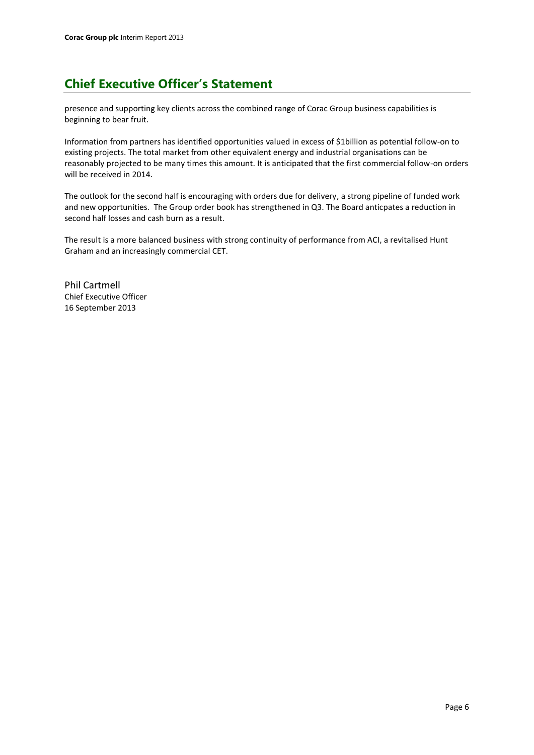## Chief Executive Officer's Statement

presence and supporting key clients across the combined range of Corac Group business capabilities is beginning to bear fruit.

Information from partners has identified opportunities valued in excess of $1billion as potential follow-on to existing projects. The total market from other equivalent energy and industrial organisations can be reasonably projected to be many times this amount. It is anticipated that the first commercial follow-on orders will be received in 2014.

The outlook for the second half is encouraging with orders due for delivery, a strong pipeline of funded work and new opportunities. The Group order book has strengthened in Q3. The Board anticpates a reduction in second half losses and cash burn as a result.

The result is a more balanced business with strong continuity of performance from ACI, a revitalised Hunt Graham and an increasingly commercial CET.

Phil Cartmell
Chief Executive Officer
16 September 2013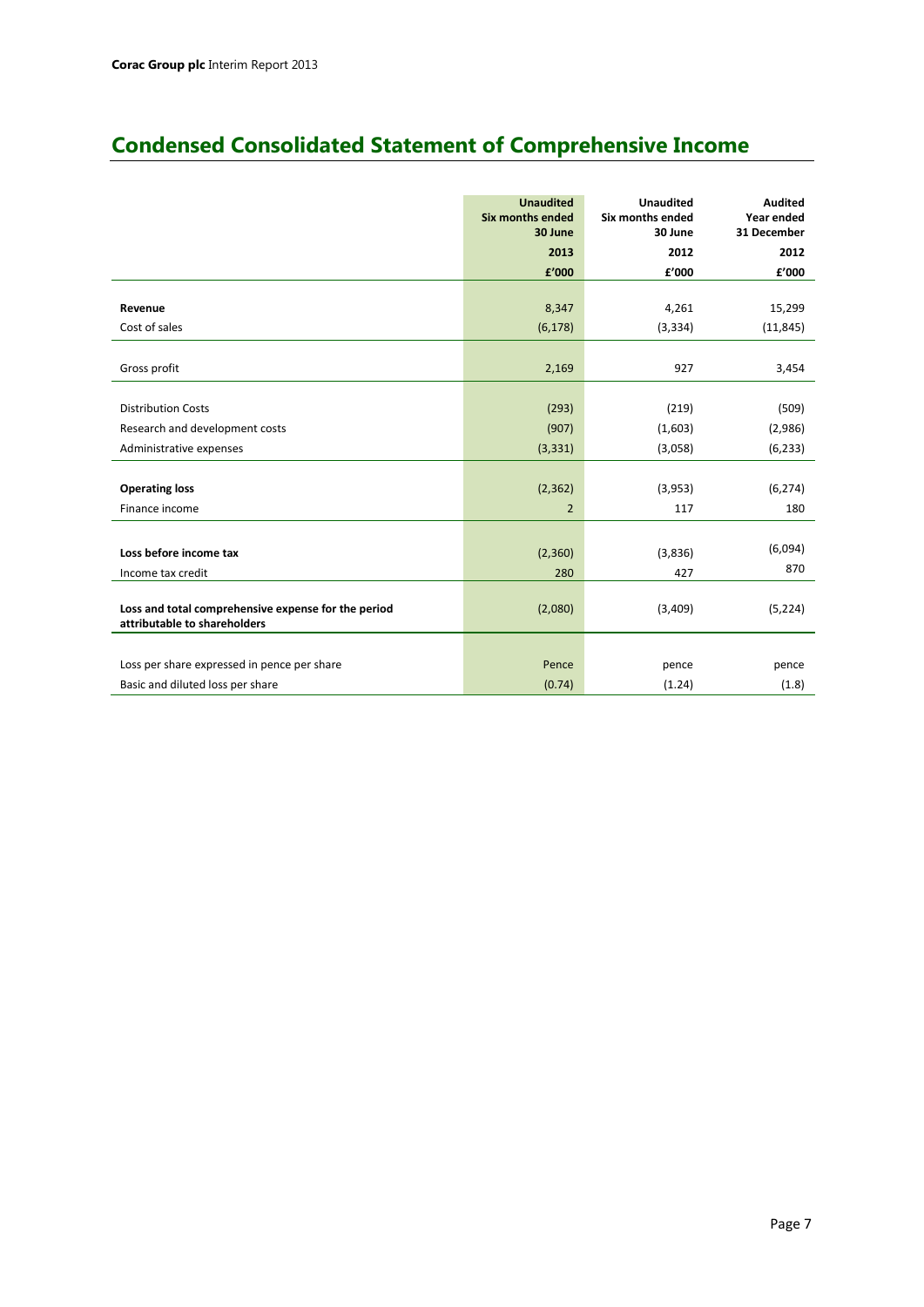# Condensed Consolidated Statement of Comprehensive Income

| | Unaudited Six months ended 30 June 2013 £'000 | Unaudited Six months ended 30 June 2012 £'000 | Audited Year ended 31 December 2012 £'000 |
|---|---|---|---|
| **Revenue** | 8,347 | 4,261 | 15,299 |
| Cost of sales | (6,178) | (3,334) | (11,845) |
| Gross profit | 2,169 | 927 | 3,454 |
| Distribution Costs | (293) | (219) | (509) |
| Research and development costs | (907) | (1,603) | (2,986) |
| Administrative expenses | (3,331) | (3,058) | (6,233) |
| **Operating loss** | (2,362) | (3,953) | (6,274) |
| Finance income | 2 | 117 | 180 |
| **Loss before income tax** | (2,360) | (3,836) | (6,094) |
| Income tax credit | 280 | 427 | 870 |
| **Loss and total comprehensive expense for the period attributable to shareholders** | (2,080) | (3,409) | (5,224) |
| Loss per share expressed in pence per share | Pence | pence | pence |
| Basic and diluted loss per share | (0.74) | (1.24) | (1.8) |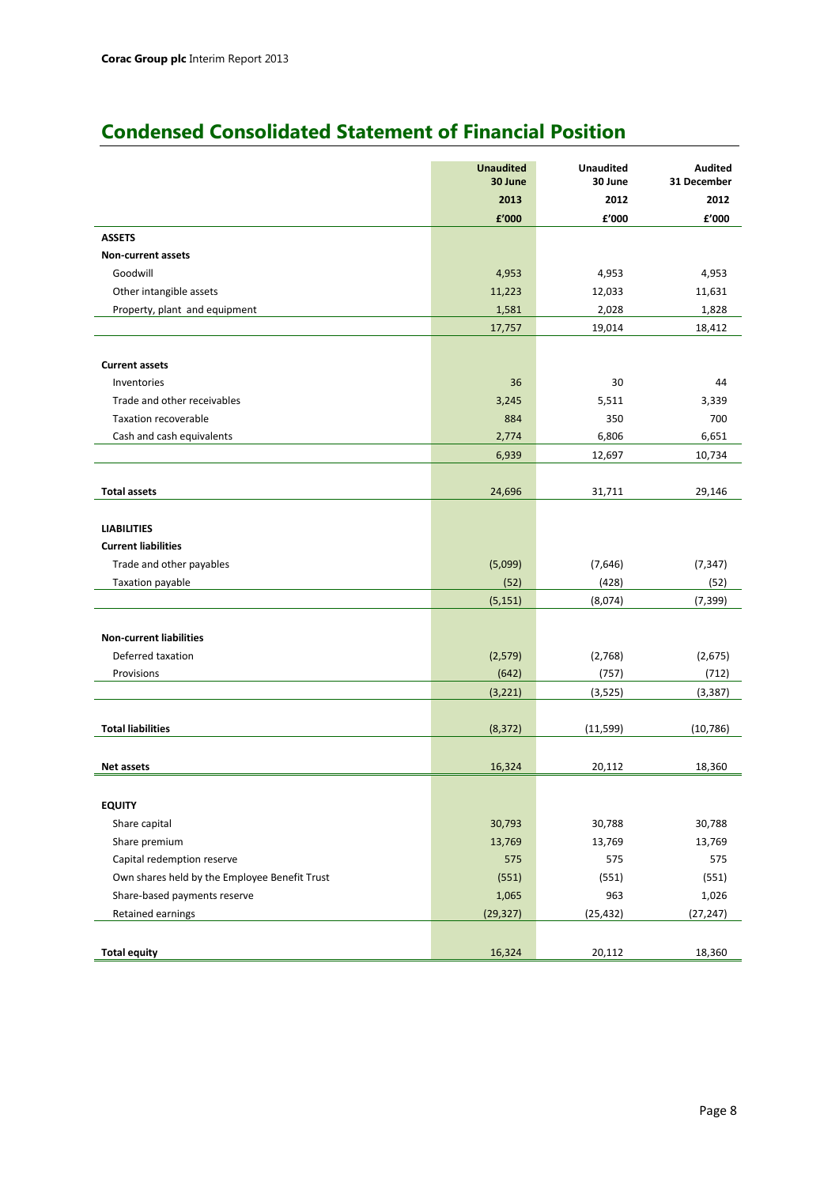# Condensed Consolidated Statement of Financial Position

| | Unaudited 30 June 2013 £'000 | Unaudited 30 June 2012 £'000 | Audited 31 December 2012 £'000 |
|---|---|---|---|
| **ASSETS** | | | |
| **Non-current assets** | | | |
| Goodwill | 4,953 | 4,953 | 4,953 |
| Other intangible assets | 11,223 | 12,033 | 11,631 |
| Property, plant and equipment | 1,581 | 2,028 | 1,828 |
| | 17,757 | 19,014 | 18,412 |
| **Current assets** | | | |
| Inventories | 36 | 30 | 44 |
| Trade and other receivables | 3,245 | 5,511 | 3,339 |
| Taxation recoverable | 884 | 350 | 700 |
| Cash and cash equivalents | 2,774 | 6,806 | 6,651 |
| | 6,939 | 12,697 | 10,734 |
| **Total assets** | 24,696 | 31,711 | 29,146 |
| **LIABILITIES** | | | |
| **Current liabilities** | | | |
| Trade and other payables | (5,099) | (7,646) | (7,347) |
| Taxation payable | (52) | (428) | (52) |
| | (5,151) | (8,074) | (7,399) |
| **Non-current liabilities** | | | |
| Deferred taxation | (2,579) | (2,768) | (2,675) |
| Provisions | (642) | (757) | (712) |
| | (3,221) | (3,525) | (3,387) |
| **Total liabilities** | (8,372) | (11,599) | (10,786) |
| **Net assets** | 16,324 | 20,112 | 18,360 |
| **EQUITY** | | | |
| Share capital | 30,793 | 30,788 | 30,788 |
| Share premium | 13,769 | 13,769 | 13,769 |
| Capital redemption reserve | 575 | 575 | 575 |
| Own shares held by the Employee Benefit Trust | (551) | (551) | (551) |
| Share-based payments reserve | 1,065 | 963 | 1,026 |
| Retained earnings | (29,327) | (25,432) | (27,247) |
| **Total equity** | 16,324 | 20,112 | 18,360 |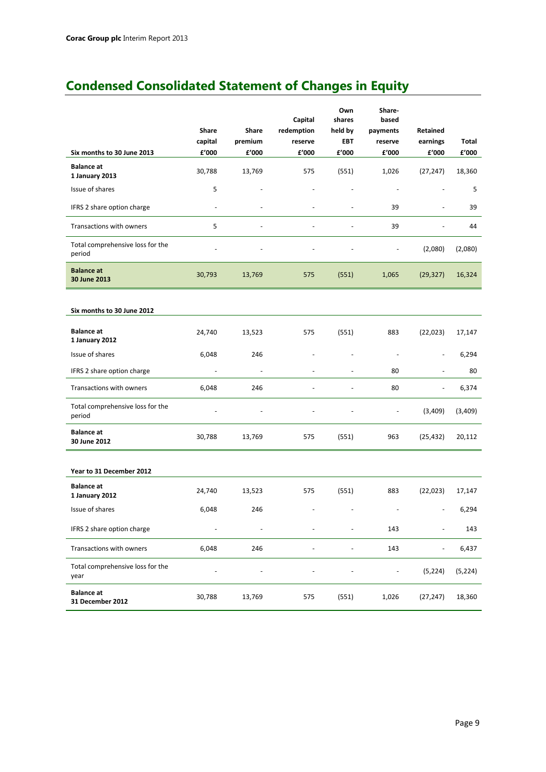# Condensed Consolidated Statement of Changes in Equity

| Six months to 30 June 2013 | Share capital £'000 | Share premium £'000 | Capital redemption reserve £'000 | Own shares held by EBT £'000 | Share-based payments reserve £'000 | Retained earnings £'000 | Total £'000 |
|---|---|---|---|---|---|---|---|
| **Balance at 1 January 2013** | 30,788 | 13,769 | 575 | (551) | 1,026 | (27,247) | 18,360 |
| Issue of shares | 5 | - | - | - | - | - | 5 |
| IFRS 2 share option charge | - | - | - | - | 39 | - | 39 |
| Transactions with owners | 5 | - | - | - | 39 | - | 44 |
| Total comprehensive loss for the period | - | - | - | - | - | (2,080) | (2,080) |
| **Balance at 30 June 2013** | 30,793 | 13,769 | 575 | (551) | 1,065 | (29,327) | 16,324 |

| Six months to 30 June 2012 | Share capital £'000 | Share premium £'000 | Capital redemption reserve £'000 | Own shares held by EBT £'000 | Share-based payments reserve £'000 | Retained earnings £'000 | Total £'000 |
|---|---|---|---|---|---|---|---|
| **Balance at 1 January 2012** | 24,740 | 13,523 | 575 | (551) | 883 | (22,023) | 17,147 |
| Issue of shares | 6,048 | 246 | - | - | - | - | 6,294 |
| IFRS 2 share option charge | - | - | - | - | 80 | - | 80 |
| Transactions with owners | 6,048 | 246 | - | - | 80 | - | 6,374 |
| Total comprehensive loss for the period | - | - | - | - | - | (3,409) | (3,409) |
| **Balance at 30 June 2012** | 30,788 | 13,769 | 575 | (551) | 963 | (25,432) | 20,112 |

| Year to 31 December 2012 | Share capital £'000 | Share premium £'000 | Capital redemption reserve £'000 | Own shares held by EBT £'000 | Share-based payments reserve £'000 | Retained earnings £'000 | Total £'000 |
|---|---|---|---|---|---|---|---|
| **Balance at 1 January 2012** | 24,740 | 13,523 | 575 | (551) | 883 | (22,023) | 17,147 |
| Issue of shares | 6,048 | 246 | - | - | - | - | 6,294 |
| IFRS 2 share option charge | - | - | - | - | 143 | - | 143 |
| Transactions with owners | 6,048 | 246 | - | - | 143 | - | 6,437 |
| Total comprehensive loss for the year | - | - | - | - | - | (5,224) | (5,224) |
| **Balance at 31 December 2012** | 30,788 | 13,769 | 575 | (551) | 1,026 | (27,247) | 18,360 |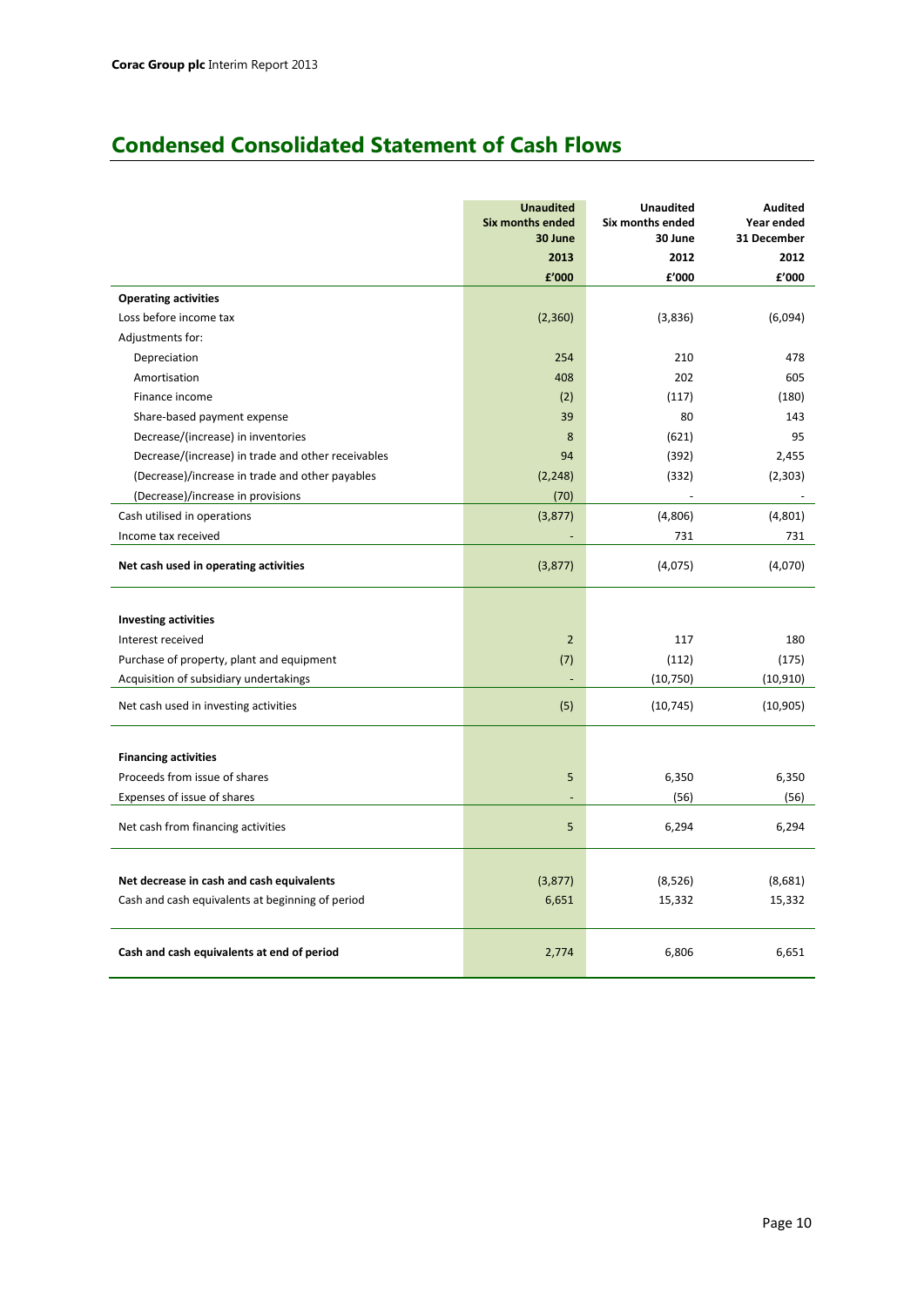# Condensed Consolidated Statement of Cash Flows

| | Unaudited Six months ended 30 June 2013 £'000 | Unaudited Six months ended 30 June 2012 £'000 | Audited Year ended 31 December 2012 £'000 |
|---|---|---|---|
| **Operating activities** | | | |
| Loss before income tax | (2,360) | (3,836) | (6,094) |
| Adjustments for: | | | |
| Depreciation | 254 | 210 | 478 |
| Amortisation | 408 | 202 | 605 |
| Finance income | (2) | (117) | (180) |
| Share-based payment expense | 39 | 80 | 143 |
| Decrease/(increase) in inventories | 8 | (621) | 95 |
| Decrease/(increase) in trade and other receivables | 94 | (392) | 2,455 |
| (Decrease)/increase in trade and other payables | (2,248) | (332) | (2,303) |
| (Decrease)/increase in provisions | (70) | - | - |
| Cash utilised in operations | (3,877) | (4,806) | (4,801) |
| Income tax received | - | 731 | 731 |
| **Net cash used in operating activities** | (3,877) | (4,075) | (4,070) |
| | | | |
| **Investing activities** | | | |
| Interest received | 2 | 117 | 180 |
| Purchase of property, plant and equipment | (7) | (112) | (175) |
| Acquisition of subsidiary undertakings | - | (10,750) | (10,910) |
| Net cash used in investing activities | (5) | (10,745) | (10,905) |
| | | | |
| **Financing activities** | | | |
| Proceeds from issue of shares | 5 | 6,350 | 6,350 |
| Expenses of issue of shares | - | (56) | (56) |
| Net cash from financing activities | 5 | 6,294 | 6,294 |
| | | | |
| **Net decrease in cash and cash equivalents** | (3,877) | (8,526) | (8,681) |
| Cash and cash equivalents at beginning of period | 6,651 | 15,332 | 15,332 |
| | | | |
| **Cash and cash equivalents at end of period** | 2,774 | 6,806 | 6,651 |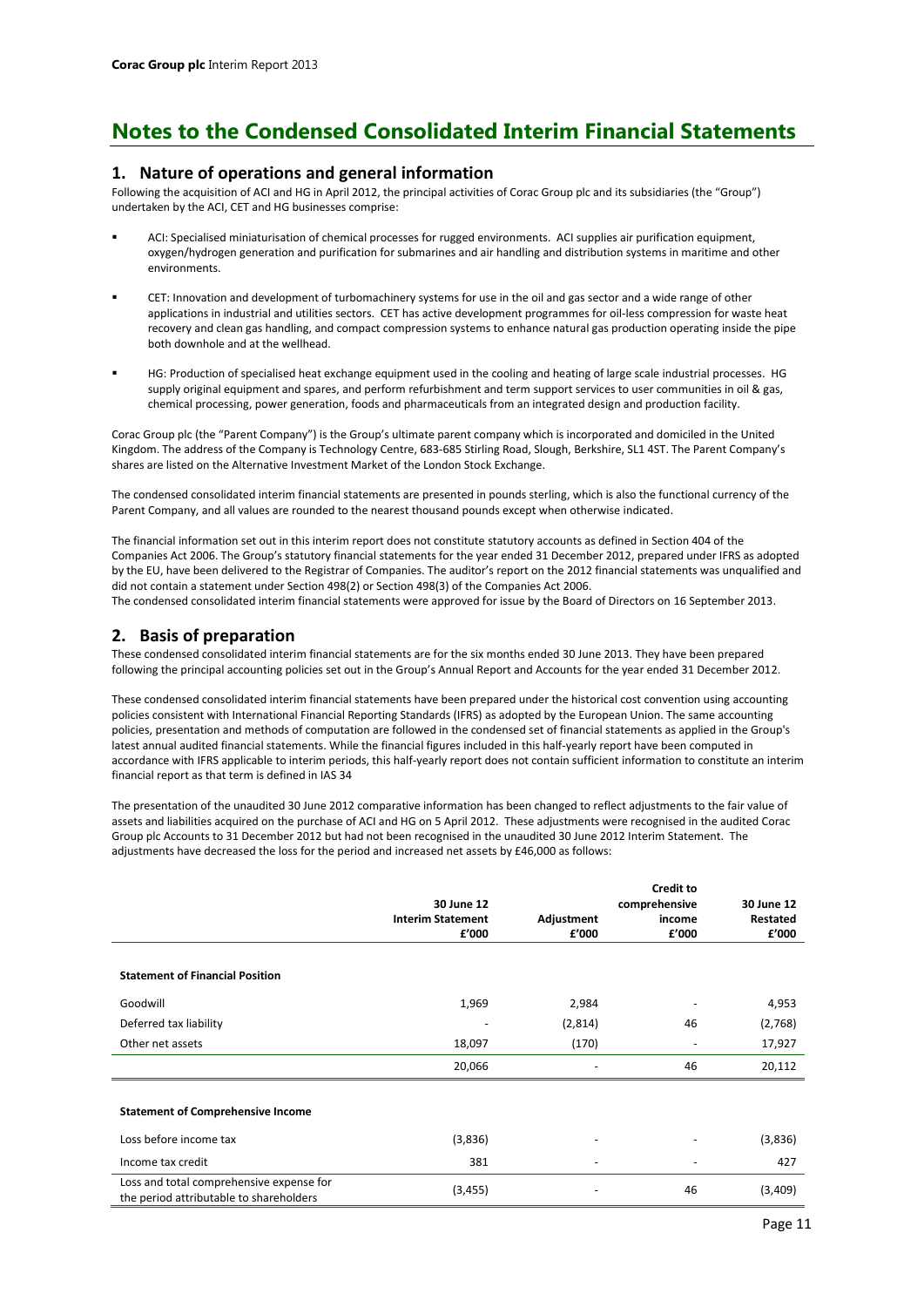# Notes to the Condensed Consolidated Interim Financial Statements

## 1. Nature of operations and general information

Following the acquisition of ACI and HG in April 2012, the principal activities of Corac Group plc and its subsidiaries (the "Group") undertaken by the ACI, CET and HG businesses comprise:

- ACI: Specialised miniaturisation of chemical processes for rugged environments. ACI supplies air purification equipment, oxygen/hydrogen generation and purification for submarines and air handling and distribution systems in maritime and other environments.
- CET: Innovation and development of turbomachinery systems for use in the oil and gas sector and a wide range of other applications in industrial and utilities sectors. CET has active development programmes for oil-less compression for waste heat recovery and clean gas handling, and compact compression systems to enhance natural gas production operating inside the pipe both downhole and at the wellhead.
- HG: Production of specialised heat exchange equipment used in the cooling and heating of large scale industrial processes. HG supply original equipment and spares, and perform refurbishment and term support services to user communities in oil & gas, chemical processing, power generation, foods and pharmaceuticals from an integrated design and production facility.

Corac Group plc (the "Parent Company") is the Group's ultimate parent company which is incorporated and domiciled in the United Kingdom. The address of the Company is Technology Centre, 683-685 Stirling Road, Slough, Berkshire, SL1 4ST. The Parent Company's shares are listed on the Alternative Investment Market of the London Stock Exchange.

The condensed consolidated interim financial statements are presented in pounds sterling, which is also the functional currency of the Parent Company, and all values are rounded to the nearest thousand pounds except when otherwise indicated.

The financial information set out in this interim report does not constitute statutory accounts as defined in Section 404 of the Companies Act 2006. The Group's statutory financial statements for the year ended 31 December 2012, prepared under IFRS as adopted by the EU, have been delivered to the Registrar of Companies. The auditor's report on the 2012 financial statements was unqualified and did not contain a statement under Section 498(2) or Section 498(3) of the Companies Act 2006.
The condensed consolidated interim financial statements were approved for issue by the Board of Directors on 16 September 2013.

## 2. Basis of preparation

These condensed consolidated interim financial statements are for the six months ended 30 June 2013. They have been prepared following the principal accounting policies set out in the Group's Annual Report and Accounts for the year ended 31 December 2012.

These condensed consolidated interim financial statements have been prepared under the historical cost convention using accounting policies consistent with International Financial Reporting Standards (IFRS) as adopted by the European Union. The same accounting policies, presentation and methods of computation are followed in the condensed set of financial statements as applied in the Group's latest annual audited financial statements. While the financial figures included in this half-yearly report have been computed in accordance with IFRS applicable to interim periods, this half-yearly report does not contain sufficient information to constitute an interim financial report as that term is defined in IAS 34

The presentation of the unaudited 30 June 2012 comparative information has been changed to reflect adjustments to the fair value of assets and liabilities acquired on the purchase of ACI and HG on 5 April 2012. These adjustments were recognised in the audited Corac Group plc Accounts to 31 December 2012 but had not been recognised in the unaudited 30 June 2012 Interim Statement. The adjustments have decreased the loss for the period and increased net assets by £46,000 as follows:

| | 30 June 12 Interim Statement £'000 | Adjustment £'000 | Credit to comprehensive income £'000 | 30 June 12 Restated £'000 |
|---|---|---|---|---|
| **Statement of Financial Position** | | | | |
| Goodwill | 1,969 | 2,984 | - | 4,953 |
| Deferred tax liability | - | (2,814) | 46 | (2,768) |
| Other net assets | 18,097 | (170) | - | 17,927 |
| | 20,066 | - | 46 | 20,112 |
| **Statement of Comprehensive Income** | | | | |
| Loss before income tax | (3,836) | - | - | (3,836) |
| Income tax credit | 381 | - | - | 427 |
| Loss and total comprehensive expense for the period attributable to shareholders | (3,455) | - | 46 | (3,409) |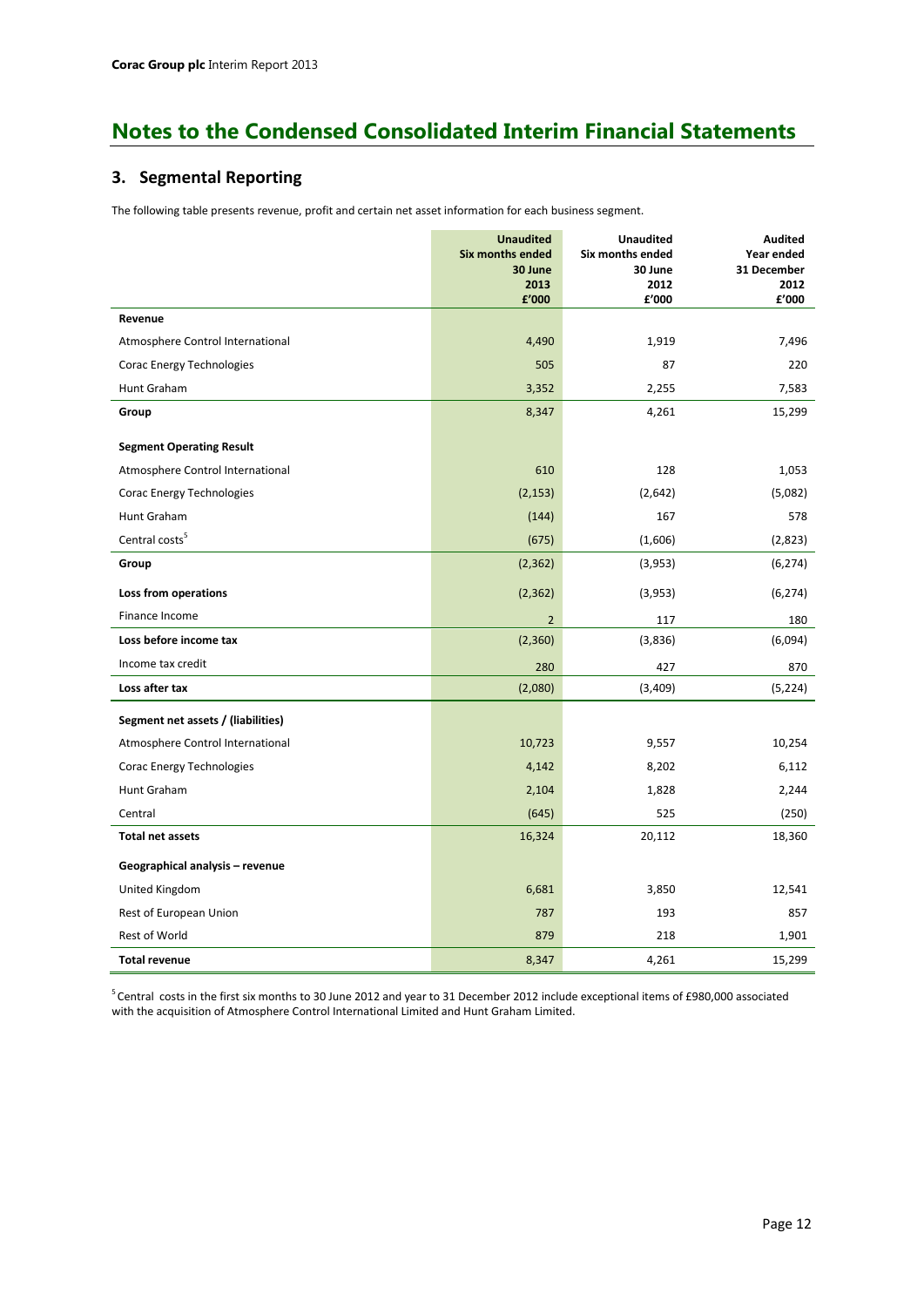# Notes to the Condensed Consolidated Interim Financial Statements

## 3. Segmental Reporting

The following table presents revenue, profit and certain net asset information for each business segment.

| | Unaudited Six months ended 30 June 2013 £'000 | Unaudited Six months ended 30 June 2012 £'000 | Audited Year ended 31 December 2012 £'000 |
|---|---|---|---|
| **Revenue** | | | |
| Atmosphere Control International | 4,490 | 1,919 | 7,496 |
| Corac Energy Technologies | 505 | 87 | 220 |
| Hunt Graham | 3,352 | 2,255 | 7,583 |
| **Group** | 8,347 | 4,261 | 15,299 |
| **Segment Operating Result** | | | |
| Atmosphere Control International | 610 | 128 | 1,053 |
| Corac Energy Technologies | (2,153) | (2,642) | (5,082) |
| Hunt Graham | (144) | 167 | 578 |
| Central costs[5] | (675) | (1,606) | (2,823) |
| **Group** | (2,362) | (3,953) | (6,274) |
| **Loss from operations** | (2,362) | (3,953) | (6,274) |
| Finance Income | 2 | 117 | 180 |
| **Loss before income tax** | (2,360) | (3,836) | (6,094) |
| Income tax credit | 280 | 427 | 870 |
| **Loss after tax** | (2,080) | (3,409) | (5,224) |
| **Segment net assets / (liabilities)** | | | |
| Atmosphere Control International | 10,723 | 9,557 | 10,254 |
| Corac Energy Technologies | 4,142 | 8,202 | 6,112 |
| Hunt Graham | 2,104 | 1,828 | 2,244 |
| Central | (645) | 525 | (250) |
| **Total net assets** | 16,324 | 20,112 | 18,360 |
| **Geographical analysis – revenue** | | | |
| United Kingdom | 6,681 | 3,850 | 12,541 |
| Rest of European Union | 787 | 193 | 857 |
| Rest of World | 879 | 218 | 1,901 |
| **Total revenue** | 8,347 | 4,261 | 15,299 |

[5] Central costs in the first six months to 30 June 2012 and year to 31 December 2012 include exceptional items of £980,000 associated with the acquisition of Atmosphere Control International Limited and Hunt Graham Limited.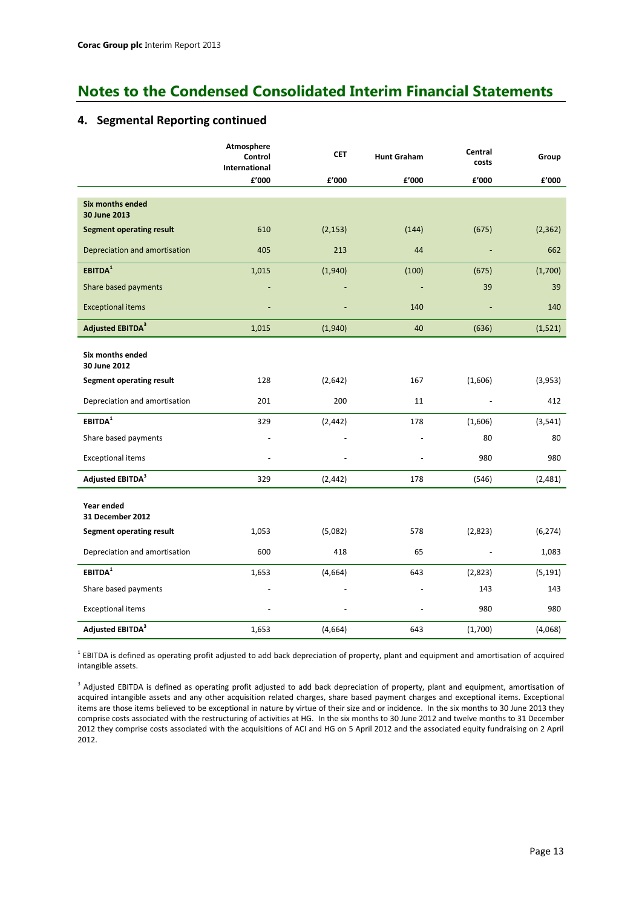# Notes to the Condensed Consolidated Interim Financial Statements

## 4. Segmental Reporting continued

| | Atmosphere Control International | CET | Hunt Graham | Central costs | Group |
|---|---|---|---|---|---|
| | £'000 | £'000 | £'000 | £'000 | £'000 |
| **Six months ended 30 June 2013** | | | | | |
| **Segment operating result** | 610 | (2,153) | (144) | (675) | (2,362) |
| Depreciation and amortisation | 405 | 213 | 44 | - | 662 |
| **EBITDA[1]** | 1,015 | (1,940) | (100) | (675) | (1,700) |
| Share based payments | - | - | - | 39 | 39 |
| Exceptional items | - | - | 140 | - | 140 |
| **Adjusted EBITDA[3]** | 1,015 | (1,940) | 40 | (636) | (1,521) |
| **Six months ended 30 June 2012** | | | | | |
| **Segment operating result** | 128 | (2,642) | 167 | (1,606) | (3,953) |
| Depreciation and amortisation | 201 | 200 | 11 | - | 412 |
| **EBITDA[1]** | 329 | (2,442) | 178 | (1,606) | (3,541) |
| Share based payments | - | - | - | 80 | 80 |
| Exceptional items | - | - | - | 980 | 980 |
| **Adjusted EBITDA[3]** | 329 | (2,442) | 178 | (546) | (2,481) |
| **Year ended 31 December 2012** | | | | | |
| **Segment operating result** | 1,053 | (5,082) | 578 | (2,823) | (6,274) |
| Depreciation and amortisation | 600 | 418 | 65 | - | 1,083 |
| **EBITDA[1]** | 1,653 | (4,664) | 643 | (2,823) | (5,191) |
| Share based payments | - | - | - | 143 | 143 |
| Exceptional items | - | - | - | 980 | 980 |
| **Adjusted EBITDA[3]** | 1,653 | (4,664) | 643 | (1,700) | (4,068) |

[1] EBITDA is defined as operating profit adjusted to add back depreciation of property, plant and equipment and amortisation of acquired intangible assets.

[3] Adjusted EBITDA is defined as operating profit adjusted to add back depreciation of property, plant and equipment, amortisation of acquired intangible assets and any other acquisition related charges, share based payment charges and exceptional items. Exceptional items are those items believed to be exceptional in nature by virtue of their size and or incidence. In the six months to 30 June 2013 they comprise costs associated with the restructuring of activities at HG. In the six months to 30 June 2012 and twelve months to 31 December 2012 they comprise costs associated with the acquisitions of ACI and HG on 5 April 2012 and the associated equity fundraising on 2 April 2012.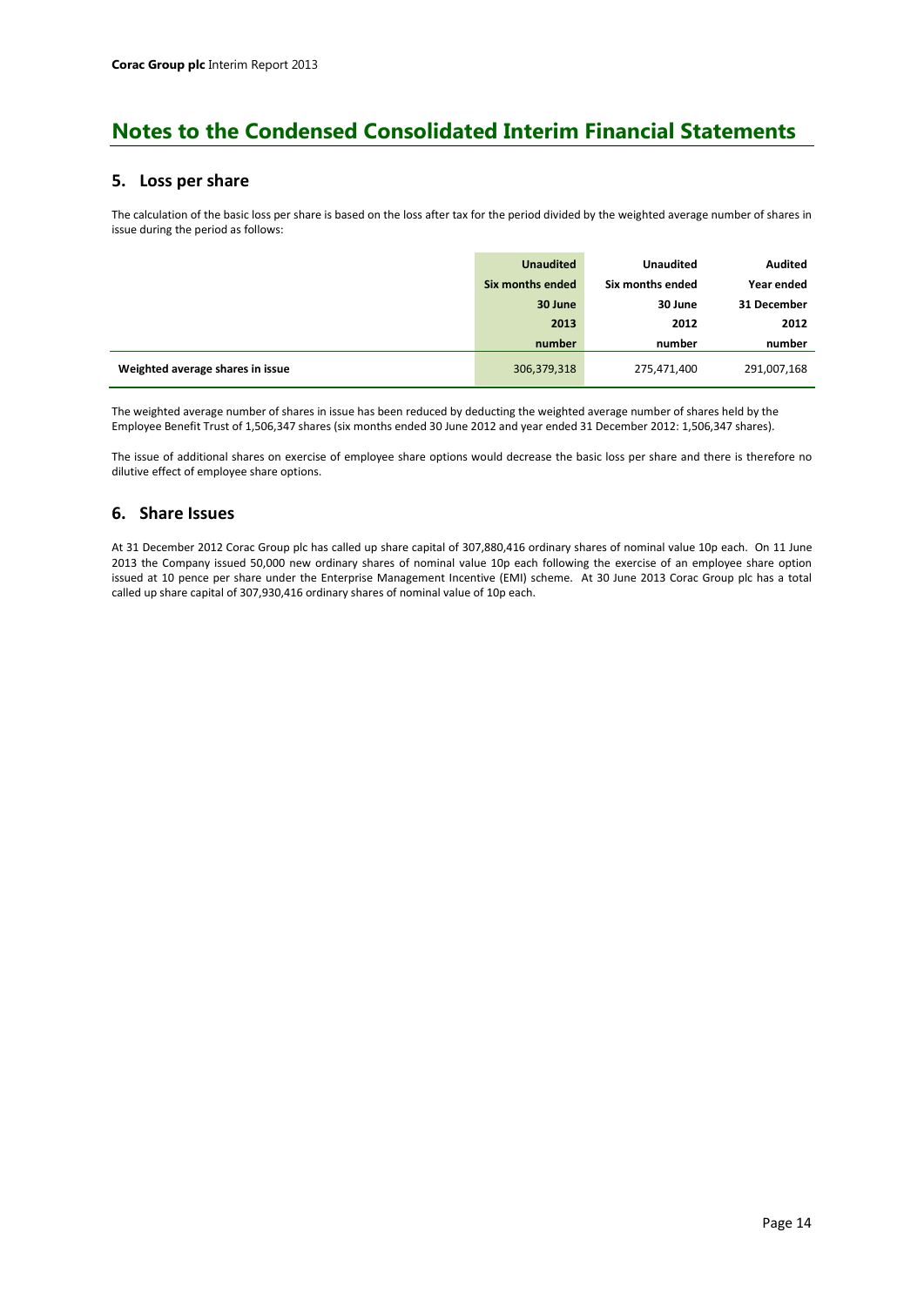# Notes to the Condensed Consolidated Interim Financial Statements

## 5. Loss per share

The calculation of the basic loss per share is based on the loss after tax for the period divided by the weighted average number of shares in issue during the period as follows:

| | Unaudited Six months ended 30 June 2013 number | Unaudited Six months ended 30 June 2012 number | Audited Year ended 31 December 2012 number |
|---|---|---|---|
| **Weighted average shares in issue** | 306,379,318 | 275,471,400 | 291,007,168 |

The weighted average number of shares in issue has been reduced by deducting the weighted average number of shares held by the Employee Benefit Trust of 1,506,347 shares (six months ended 30 June 2012 and year ended 31 December 2012: 1,506,347 shares).

The issue of additional shares on exercise of employee share options would decrease the basic loss per share and there is therefore no dilutive effect of employee share options.

## 6. Share Issues

At 31 December 2012 Corac Group plc has called up share capital of 307,880,416 ordinary shares of nominal value 10p each. On 11 June 2013 the Company issued 50,000 new ordinary shares of nominal value 10p each following the exercise of an employee share option issued at 10 pence per share under the Enterprise Management Incentive (EMI) scheme. At 30 June 2013 Corac Group plc has a total called up share capital of 307,930,416 ordinary shares of nominal value of 10p each.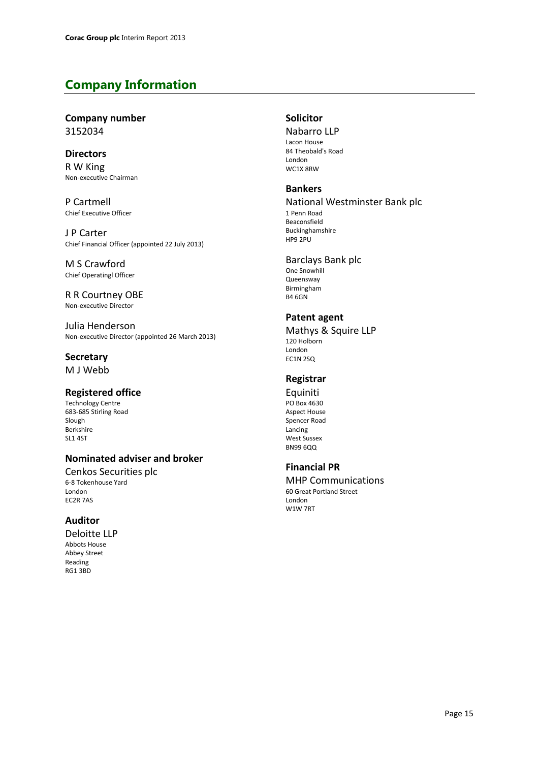## Company Information

### Company number
3152034

### Directors
R W King
Non-executive Chairman

P Cartmell
Chief Executive Officer

J P Carter
Chief Financial Officer (appointed 22 July 2013)

M S Crawford
Chief Operatingl Officer

R R Courtney OBE
Non-executive Director

Julia Henderson
Non-executive Director (appointed 26 March 2013)

### Secretary
M J Webb

### Registered office
Technology Centre
683-685 Stirling Road
Slough
Berkshire
SL1 4ST

### Nominated adviser and broker
Cenkos Securities plc
6-8 Tokenhouse Yard
London
EC2R 7AS

### Auditor
Deloitte LLP
Abbots House
Abbey Street
Reading
RG1 3BD

### Solicitor
Nabarro LLP
Lacon House
84 Theobald's Road
London
WC1X 8RW

### Bankers
National Westminster Bank plc
1 Penn Road
Beaconsfield
Buckinghamshire
HP9 2PU

Barclays Bank plc
One Snowhill
Queensway
Birmingham
B4 6GN

### Patent agent
Mathys & Squire LLP
120 Holborn
London
EC1N 2SQ

### Registrar
Equiniti
PO Box 4630
Aspect House
Spencer Road
Lancing
West Sussex
BN99 6QQ

### Financial PR
MHP Communications
60 Great Portland Street
London
W1W 7RT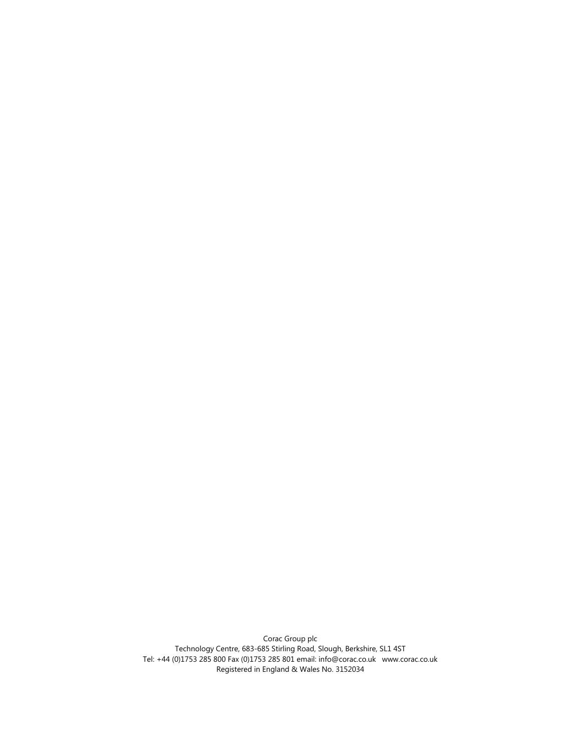Corac Group plc
Technology Centre, 683-685 Stirling Road, Slough, Berkshire, SL1 4ST
Tel: +44 (0)1753 285 800 Fax (0)1753 285 801 email: info@corac.co.uk www.corac.co.uk
Registered in England & Wales No. 3152034